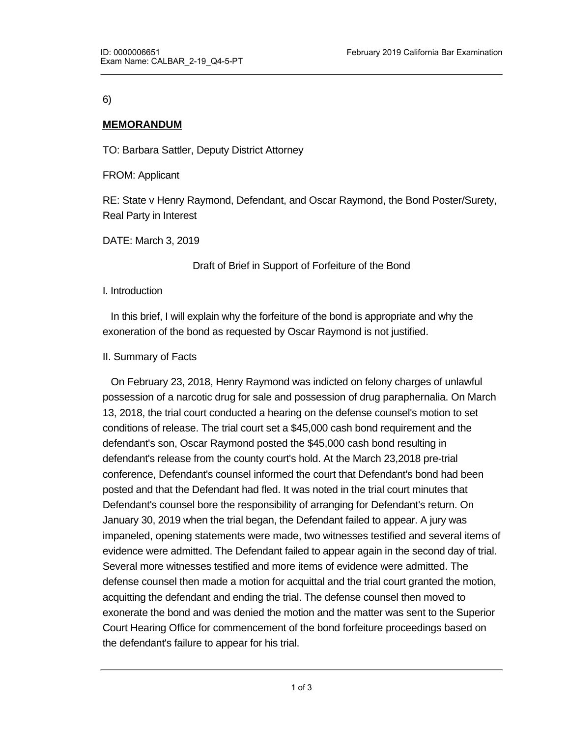6)

**MEMORANDUM**

TO: Barbara Sattler, Deputy District Attorney

FROM: Applicant

RE: State v Henry Raymond, Defendant, and Oscar Raymond, the Bond Poster/Surety, Real Party in Interest

DATE: March 3, 2019

Draft of Brief in Support of Forfeiture of the Bond

I. Introduction

In this brief, I will explain why the forfeiture of the bond is appropriate and why the exoneration of the bond as requested by Oscar Raymond is not justified.

II. Summary of Facts

On February 23, 2018, Henry Raymond was indicted on felony charges of unlawful possession of a narcotic drug for sale and possession of drug paraphernalia. On March 13, 2018, the trial court conducted a hearing on the defense counsel's motion to set conditions of release. The trial court set a $45,000 cash bond requirement and the defendant's son, Oscar Raymond posted the $45,000 cash bond resulting in defendant's release from the county court's hold. At the March 23,2018 pre-trial conference, Defendant's counsel informed the court that Defendant's bond had been posted and that the Defendant had fled. It was noted in the trial court minutes that Defendant's counsel bore the responsibility of arranging for Defendant's return. On January 30, 2019 when the trial began, the Defendant failed to appear. A jury was impaneled, opening statements were made, two witnesses testified and several items of evidence were admitted. The Defendant failed to appear again in the second day of trial. Several more witnesses testified and more items of evidence were admitted. The defense counsel then made a motion for acquittal and the trial court granted the motion, acquitting the defendant and ending the trial. The defense counsel then moved to exonerate the bond and was denied the motion and the matter was sent to the Superior Court Hearing Office for commencement of the bond forfeiture proceedings based on the defendant's failure to appear for his trial.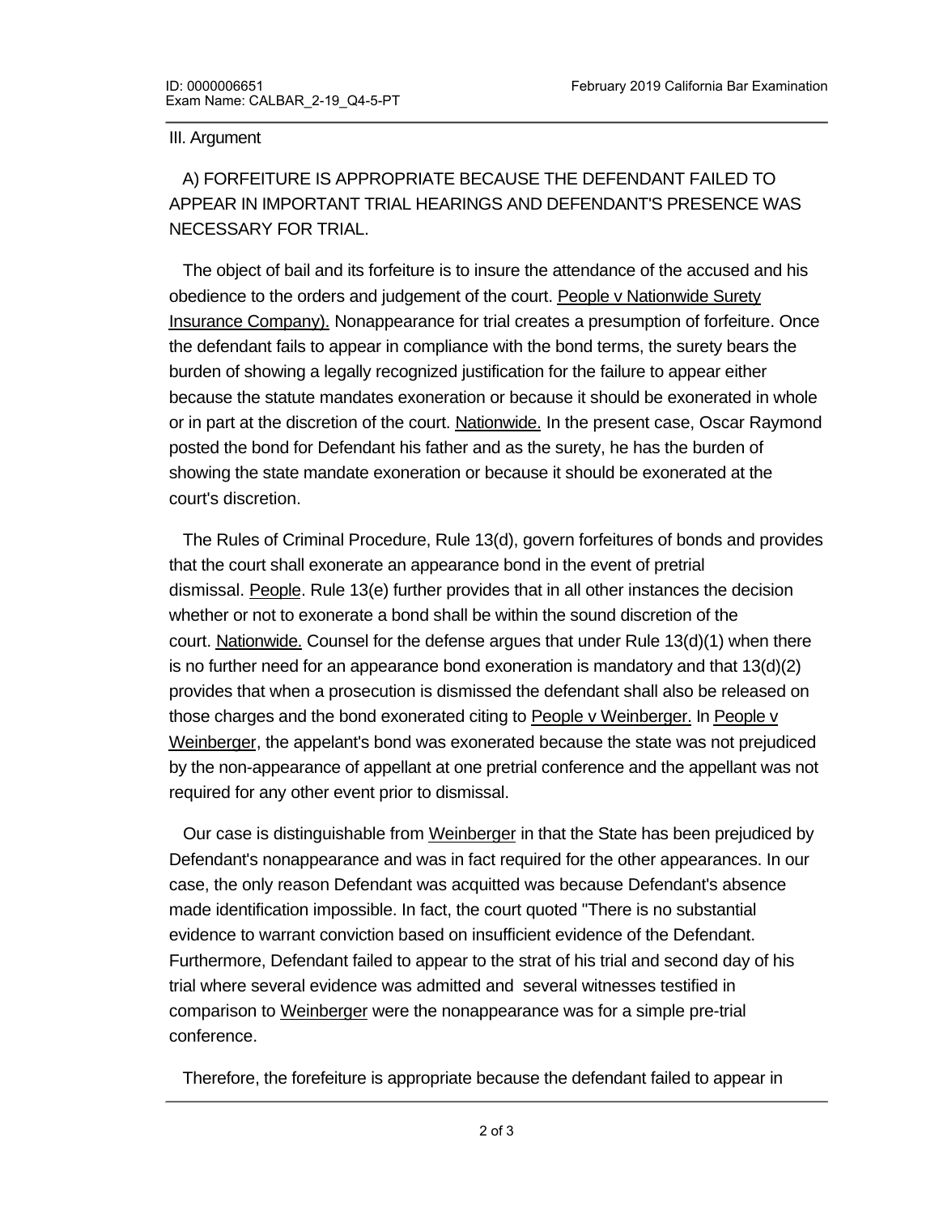III. Argument

A) FORFEITURE IS APPROPRIATE BECAUSE THE DEFENDANT FAILED TO APPEAR IN IMPORTANT TRIAL HEARINGS AND DEFENDANT'S PRESENCE WAS NECESSARY FOR TRIAL.

The object of bail and its forfeiture is to insure the attendance of the accused and his obedience to the orders and judgement of the court. People v Nationwide Surety Insurance Company). Nonappearance for trial creates a presumption of forfeiture. Once the defendant fails to appear in compliance with the bond terms, the surety bears the burden of showing a legally recognized justification for the failure to appear either because the statute mandates exoneration or because it should be exonerated in whole or in part at the discretion of the court. Nationwide. In the present case, Oscar Raymond posted the bond for Defendant his father and as the surety, he has the burden of showing the state mandate exoneration or because it should be exonerated at the court's discretion.

The Rules of Criminal Procedure, Rule 13(d), govern forfeitures of bonds and provides that the court shall exonerate an appearance bond in the event of pretrial dismissal. People. Rule 13(e) further provides that in all other instances the decision whether or not to exonerate a bond shall be within the sound discretion of the court. Nationwide. Counsel for the defense argues that under Rule 13(d)(1) when there is no further need for an appearance bond exoneration is mandatory and that 13(d)(2) provides that when a prosecution is dismissed the defendant shall also be released on those charges and the bond exonerated citing to People v Weinberger. In People v Weinberger, the appelant's bond was exonerated because the state was not prejudiced by the non-appearance of appellant at one pretrial conference and the appellant was not required for any other event prior to dismissal.

Our case is distinguishable from Weinberger in that the State has been prejudiced by Defendant's nonappearance and was in fact required for the other appearances. In our case, the only reason Defendant was acquitted was because Defendant's absence made identification impossible. In fact, the court quoted "There is no substantial evidence to warrant conviction based on insufficient evidence of the Defendant. Furthermore, Defendant failed to appear to the strat of his trial and second day of his trial where several evidence was admitted and several witnesses testified in comparison to Weinberger were the nonappearance was for a simple pre-trial conference.

Therefore, the forefeiture is appropriate because the defendant failed to appear in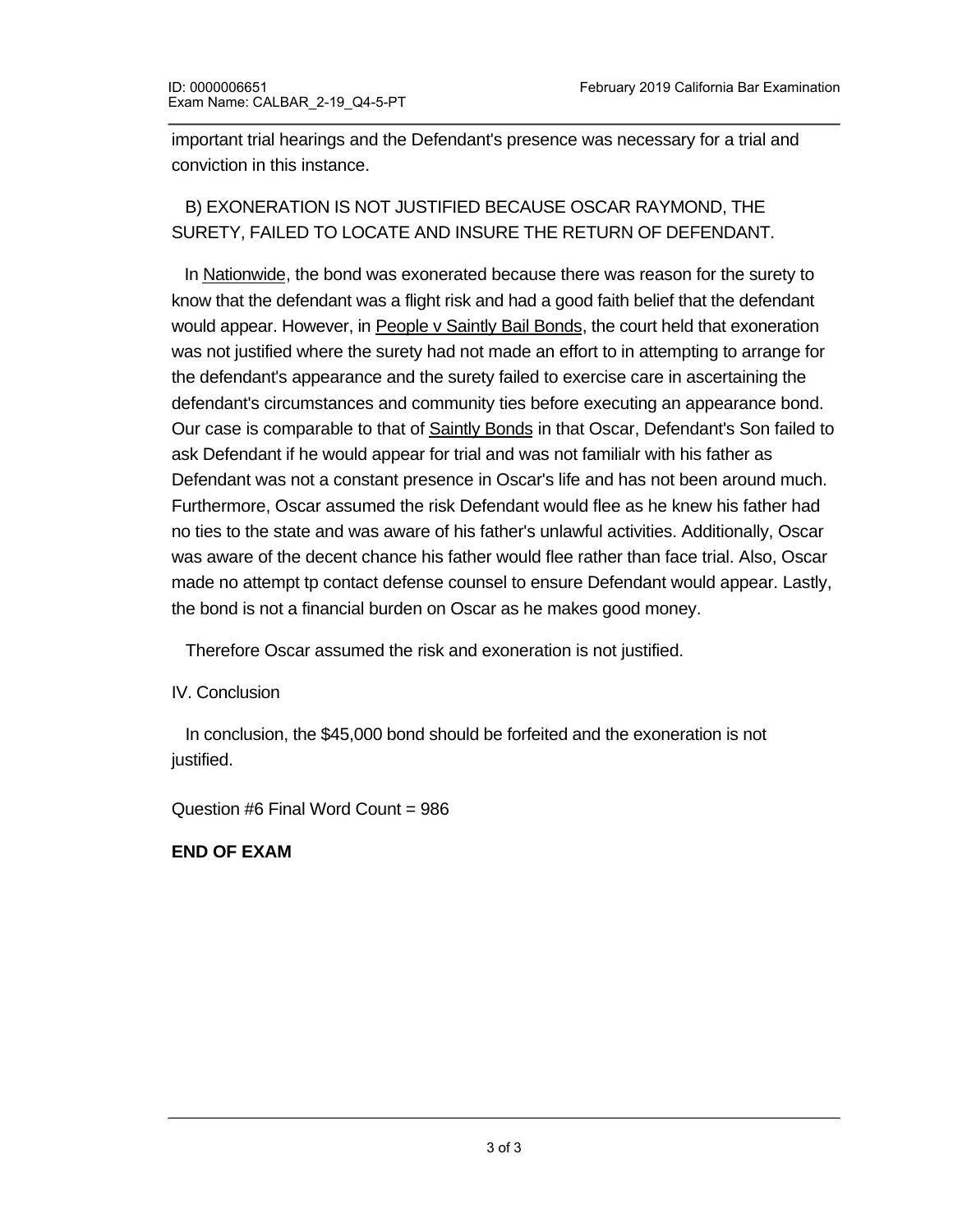important trial hearings and the Defendant's presence was necessary for a trial and conviction in this instance.

B) EXONERATION IS NOT JUSTIFIED BECAUSE OSCAR RAYMOND, THE SURETY, FAILED TO LOCATE AND INSURE THE RETURN OF DEFENDANT.

In Nationwide, the bond was exonerated because there was reason for the surety to know that the defendant was a flight risk and had a good faith belief that the defendant would appear. However, in People v Saintly Bail Bonds, the court held that exoneration was not justified where the surety had not made an effort to in attempting to arrange for the defendant's appearance and the surety failed to exercise care in ascertaining the defendant's circumstances and community ties before executing an appearance bond. Our case is comparable to that of Saintly Bonds in that Oscar, Defendant's Son failed to ask Defendant if he would appear for trial and was not familialr with his father as Defendant was not a constant presence in Oscar's life and has not been around much. Furthermore, Oscar assumed the risk Defendant would flee as he knew his father had no ties to the state and was aware of his father's unlawful activities. Additionally, Oscar was aware of the decent chance his father would flee rather than face trial. Also, Oscar made no attempt tp contact defense counsel to ensure Defendant would appear. Lastly, the bond is not a financial burden on Oscar as he makes good money.

Therefore Oscar assumed the risk and exoneration is not justified.

IV. Conclusion

In conclusion, the $45,000 bond should be forfeited and the exoneration is not justified.

Question #6 Final Word Count = 986

**END OF EXAM**